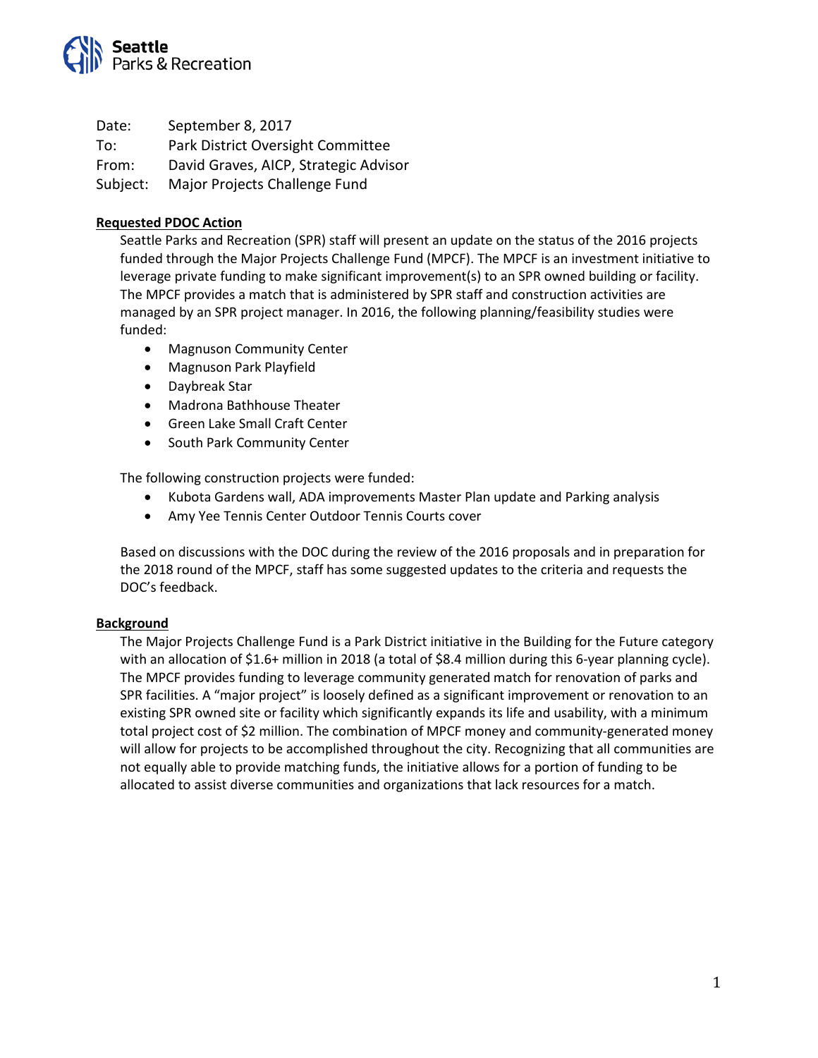Seattle Parks & Recreation

Date: September 8, 2017
To: Park District Oversight Committee
From: David Graves, AICP, Strategic Advisor
Subject: Major Projects Challenge Fund

**Requested PDOC Action**

Seattle Parks and Recreation (SPR) staff will present an update on the status of the 2016 projects funded through the Major Projects Challenge Fund (MPCF). The MPCF is an investment initiative to leverage private funding to make significant improvement(s) to an SPR owned building or facility. The MPCF provides a match that is administered by SPR staff and construction activities are managed by an SPR project manager. In 2016, the following planning/feasibility studies were funded:

- Magnuson Community Center
- Magnuson Park Playfield
- Daybreak Star
- Madrona Bathhouse Theater
- Green Lake Small Craft Center
- South Park Community Center

The following construction projects were funded:

- Kubota Gardens wall, ADA improvements Master Plan update and Parking analysis
- Amy Yee Tennis Center Outdoor Tennis Courts cover

Based on discussions with the DOC during the review of the 2016 proposals and in preparation for the 2018 round of the MPCF, staff has some suggested updates to the criteria and requests the DOC's feedback.

**Background**

The Major Projects Challenge Fund is a Park District initiative in the Building for the Future category with an allocation of $1.6+ million in 2018 (a total of $8.4 million during this 6-year planning cycle). The MPCF provides funding to leverage community generated match for renovation of parks and SPR facilities. A "major project" is loosely defined as a significant improvement or renovation to an existing SPR owned site or facility which significantly expands its life and usability, with a minimum total project cost of $2 million. The combination of MPCF money and community-generated money will allow for projects to be accomplished throughout the city. Recognizing that all communities are not equally able to provide matching funds, the initiative allows for a portion of funding to be allocated to assist diverse communities and organizations that lack resources for a match.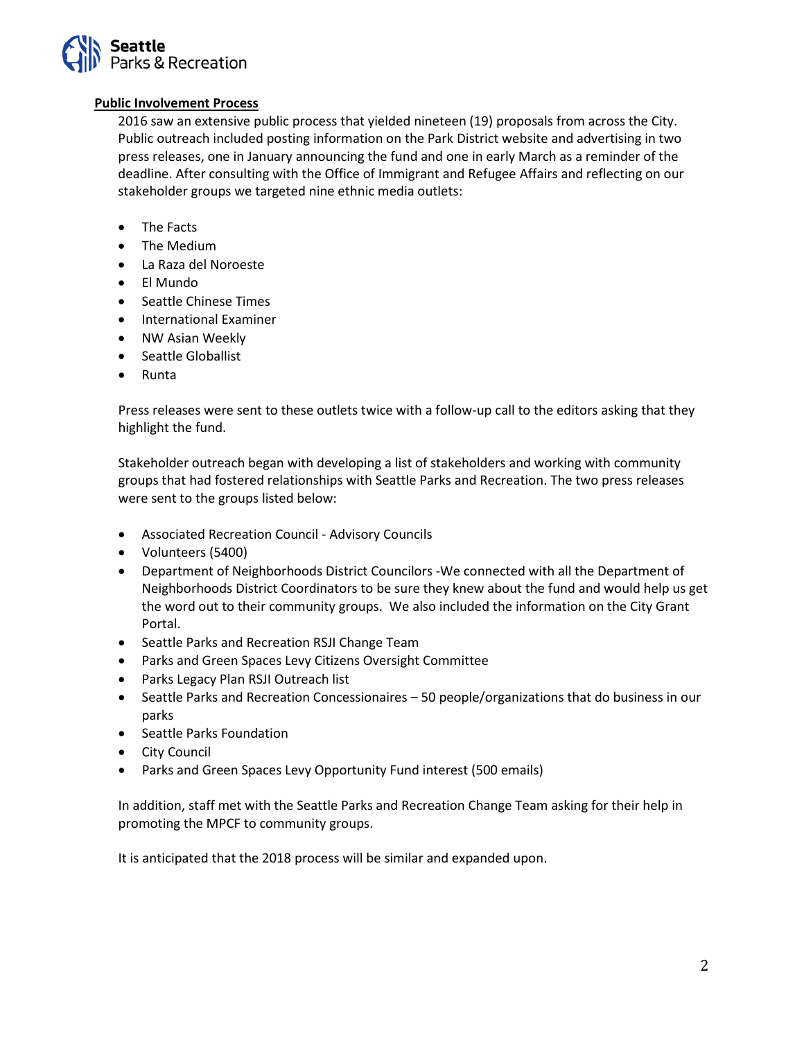**Public Involvement Process**

2016 saw an extensive public process that yielded nineteen (19) proposals from across the City. Public outreach included posting information on the Park District website and advertising in two press releases, one in January announcing the fund and one in early March as a reminder of the deadline. After consulting with the Office of Immigrant and Refugee Affairs and reflecting on our stakeholder groups we targeted nine ethnic media outlets:

- The Facts
- The Medium
- La Raza del Noroeste
- El Mundo
- Seattle Chinese Times
- International Examiner
- NW Asian Weekly
- Seattle Globallist
- Runta

Press releases were sent to these outlets twice with a follow-up call to the editors asking that they highlight the fund.

Stakeholder outreach began with developing a list of stakeholders and working with community groups that had fostered relationships with Seattle Parks and Recreation. The two press releases were sent to the groups listed below:

- Associated Recreation Council - Advisory Councils
- Volunteers (5400)
- Department of Neighborhoods District Councilors -We connected with all the Department of Neighborhoods District Coordinators to be sure they knew about the fund and would help us get the word out to their community groups. We also included the information on the City Grant Portal.
- Seattle Parks and Recreation RSJI Change Team
- Parks and Green Spaces Levy Citizens Oversight Committee
- Parks Legacy Plan RSJI Outreach list
- Seattle Parks and Recreation Concessionaires – 50 people/organizations that do business in our parks
- Seattle Parks Foundation
- City Council
- Parks and Green Spaces Levy Opportunity Fund interest (500 emails)

In addition, staff met with the Seattle Parks and Recreation Change Team asking for their help in promoting the MPCF to community groups.

It is anticipated that the 2018 process will be similar and expanded upon.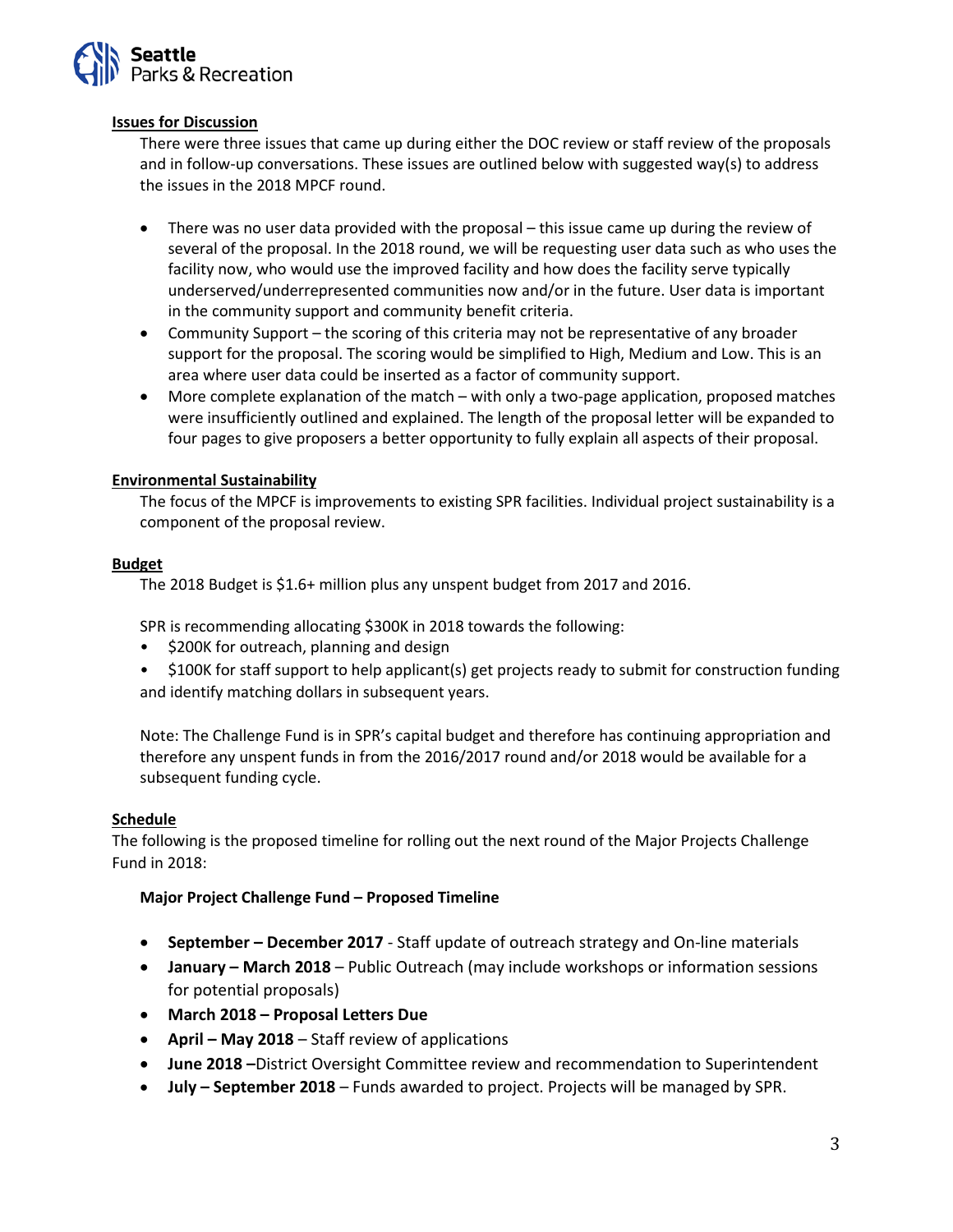**Issues for Discussion**

There were three issues that came up during either the DOC review or staff review of the proposals and in follow-up conversations. These issues are outlined below with suggested way(s) to address the issues in the 2018 MPCF round.

- There was no user data provided with the proposal – this issue came up during the review of several of the proposal. In the 2018 round, we will be requesting user data such as who uses the facility now, who would use the improved facility and how does the facility serve typically underserved/underrepresented communities now and/or in the future. User data is important in the community support and community benefit criteria.
- Community Support – the scoring of this criteria may not be representative of any broader support for the proposal. The scoring would be simplified to High, Medium and Low. This is an area where user data could be inserted as a factor of community support.
- More complete explanation of the match – with only a two-page application, proposed matches were insufficiently outlined and explained. The length of the proposal letter will be expanded to four pages to give proposers a better opportunity to fully explain all aspects of their proposal.

**Environmental Sustainability**

The focus of the MPCF is improvements to existing SPR facilities. Individual project sustainability is a component of the proposal review.

**Budget**

The 2018 Budget is $1.6+ million plus any unspent budget from 2017 and 2016.

SPR is recommending allocating $300K in 2018 towards the following:

- $200K for outreach, planning and design
- $100K for staff support to help applicant(s) get projects ready to submit for construction funding and identify matching dollars in subsequent years.

Note: The Challenge Fund is in SPR's capital budget and therefore has continuing appropriation and therefore any unspent funds in from the 2016/2017 round and/or 2018 would be available for a subsequent funding cycle.

**Schedule**

The following is the proposed timeline for rolling out the next round of the Major Projects Challenge Fund in 2018:

**Major Project Challenge Fund – Proposed Timeline**

- **September – December 2017** - Staff update of outreach strategy and On-line materials
- **January – March 2018** – Public Outreach (may include workshops or information sessions for potential proposals)
- **March 2018 – Proposal Letters Due**
- **April – May 2018** – Staff review of applications
- **June 2018 –**District Oversight Committee review and recommendation to Superintendent
- **July – September 2018** – Funds awarded to project. Projects will be managed by SPR.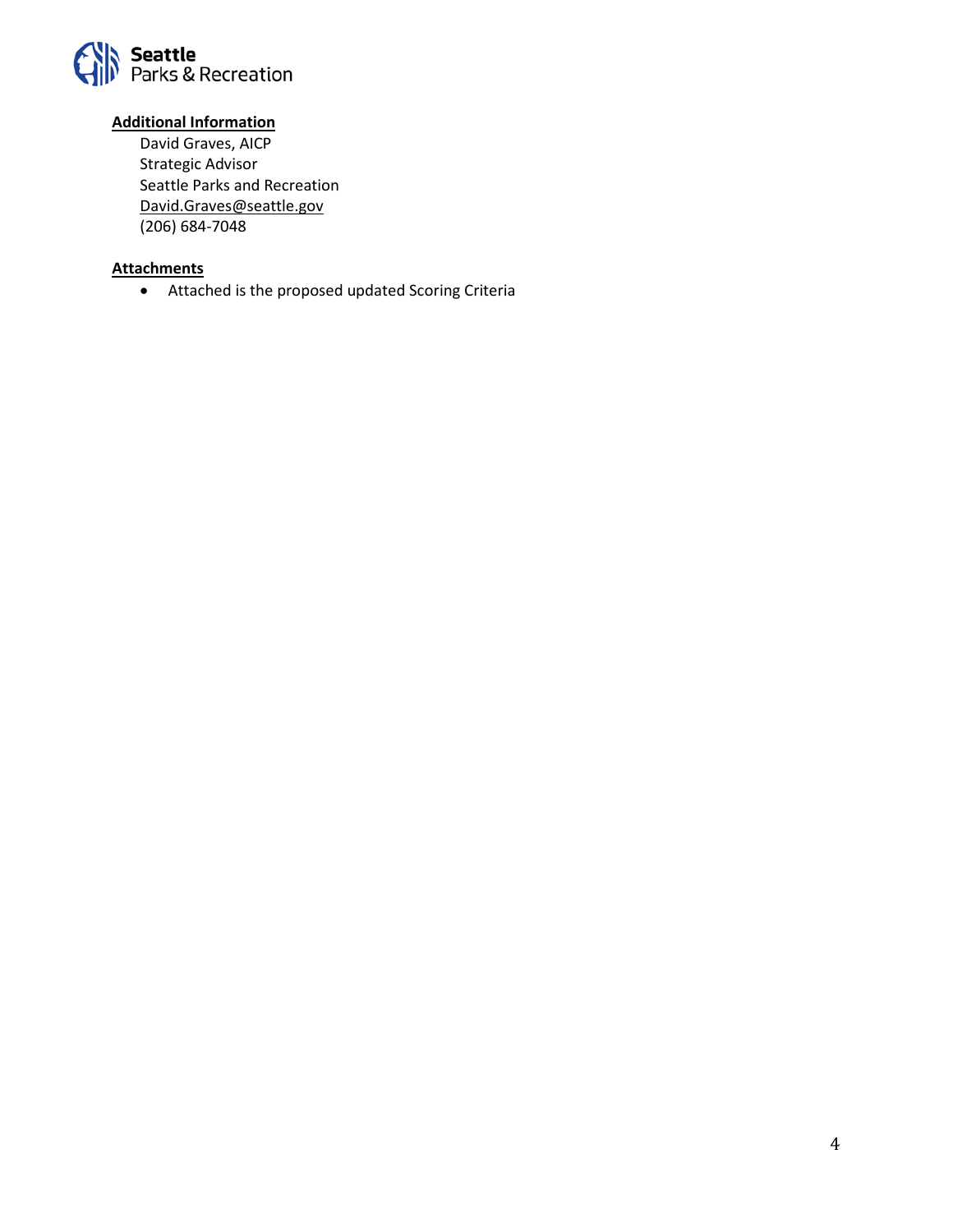**Additional Information**

David Graves, AICP
Strategic Advisor
Seattle Parks and Recreation
David.Graves@seattle.gov
(206) 684-7048

**Attachments**

- Attached is the proposed updated Scoring Criteria